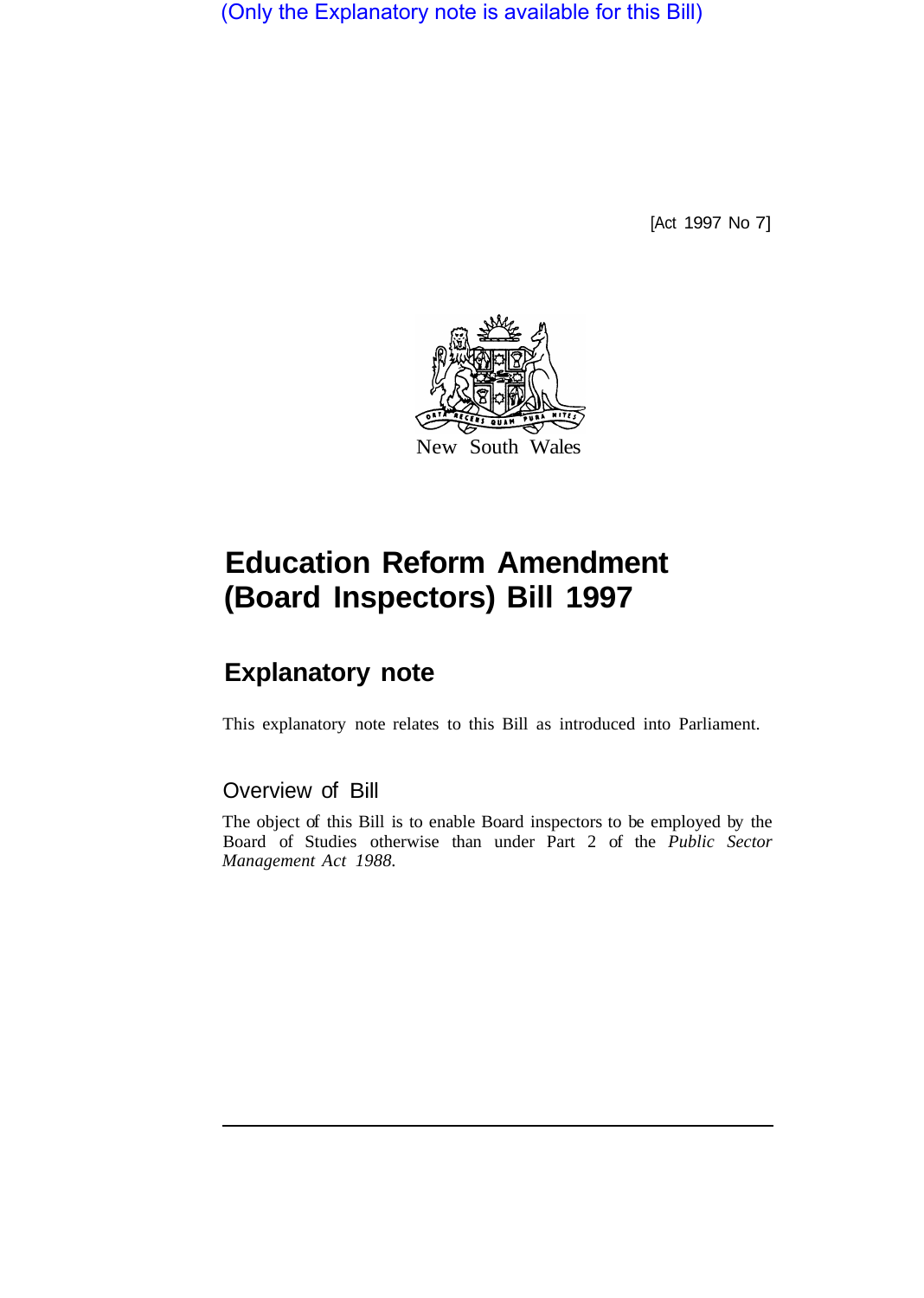(Only the Explanatory note is available for this Bill)

[Act 1997 No 7]

New South Wales

# Education Reform Amendment (Board Inspectors) Bill 1997

## Explanatory note

This explanatory note relates to this Bill as introduced into Parliament.

### Overview of Bill

The object of this Bill is to enable Board inspectors to be employed by the Board of Studies otherwise than under Part 2 of the *Public Sector Management Act 1988.*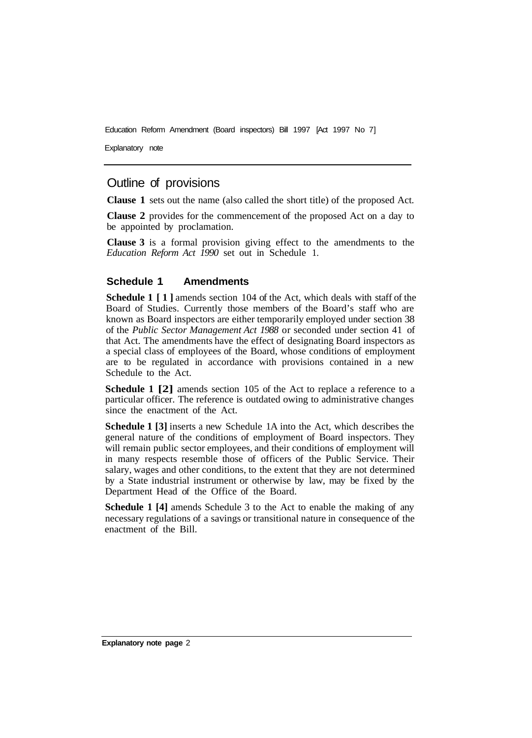## Outline of provisions

**Clause 1** sets out the name (also called the short title) of the proposed Act.

**Clause 2** provides for the commencement of the proposed Act on a day to be appointed by proclamation.

**Clause 3** is a formal provision giving effect to the amendments to the *Education Reform Act 1990* set out in Schedule 1.

### Schedule 1 Amendments

**Schedule 1 [1]** amends section 104 of the Act, which deals with staff of the Board of Studies. Currently those members of the Board's staff who are known as Board inspectors are either temporarily employed under section 38 of the *Public Sector Management Act 1988* or seconded under section 41 of that Act. The amendments have the effect of designating Board inspectors as a special class of employees of the Board, whose conditions of employment are to be regulated in accordance with provisions contained in a new Schedule to the Act.

**Schedule 1 [2]** amends section 105 of the Act to replace a reference to a particular officer. The reference is outdated owing to administrative changes since the enactment of the Act.

**Schedule 1 [3]** inserts a new Schedule 1A into the Act, which describes the general nature of the conditions of employment of Board inspectors. They will remain public sector employees, and their conditions of employment will in many respects resemble those of officers of the Public Service. Their salary, wages and other conditions, to the extent that they are not determined by a State industrial instrument or otherwise by law, may be fixed by the Department Head of the Office of the Board.

**Schedule 1 [4]** amends Schedule 3 to the Act to enable the making of any necessary regulations of a savings or transitional nature in consequence of the enactment of the Bill.